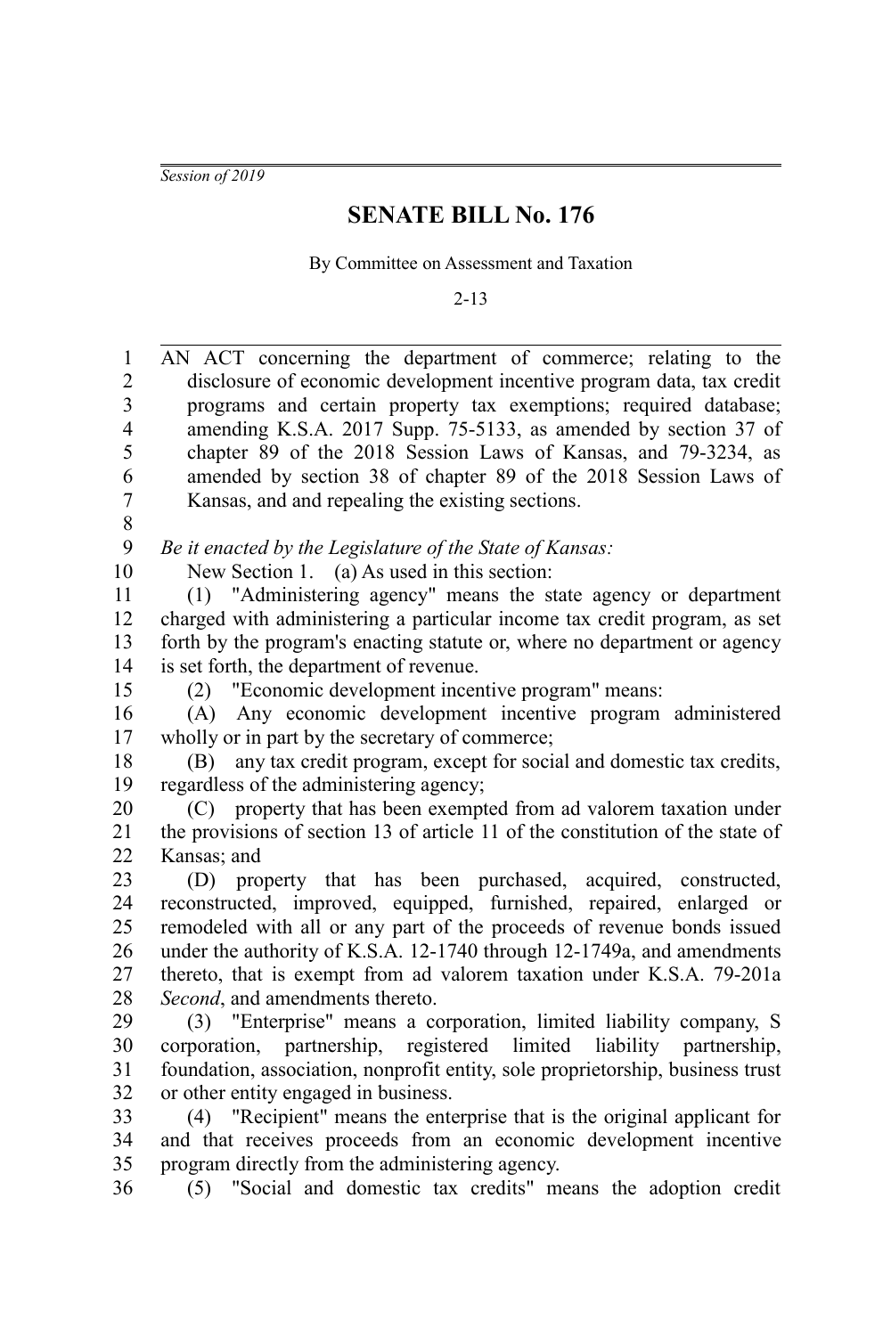*Session of 2019*

# SENATE BILL No. 176

By Committee on Assessment and Taxation

2-13

AN ACT concerning the department of commerce; relating to the disclosure of economic development incentive program data, tax credit programs and certain property tax exemptions; required database; amending K.S.A. 2017 Supp. 75-5133, as amended by section 37 of chapter 89 of the 2018 Session Laws of Kansas, and 79-3234, as amended by section 38 of chapter 89 of the 2018 Session Laws of Kansas, and and repealing the existing sections.

*Be it enacted by the Legislature of the State of Kansas:*

New Section 1. (a) As used in this section:

(1) "Administering agency" means the state agency or department charged with administering a particular income tax credit program, as set forth by the program's enacting statute or, where no department or agency is set forth, the department of revenue.

(2) "Economic development incentive program" means:

(A) Any economic development incentive program administered wholly or in part by the secretary of commerce;

(B) any tax credit program, except for social and domestic tax credits, regardless of the administering agency;

(C) property that has been exempted from ad valorem taxation under the provisions of section 13 of article 11 of the constitution of the state of Kansas; and

(D) property that has been purchased, acquired, constructed, reconstructed, improved, equipped, furnished, repaired, enlarged or remodeled with all or any part of the proceeds of revenue bonds issued under the authority of K.S.A. 12-1740 through 12-1749a, and amendments thereto, that is exempt from ad valorem taxation under K.S.A. 79-201a *Second*, and amendments thereto.

(3) "Enterprise" means a corporation, limited liability company, S corporation, partnership, registered limited liability partnership, foundation, association, nonprofit entity, sole proprietorship, business trust or other entity engaged in business.

(4) "Recipient" means the enterprise that is the original applicant for and that receives proceeds from an economic development incentive program directly from the administering agency.

(5) "Social and domestic tax credits" means the adoption credit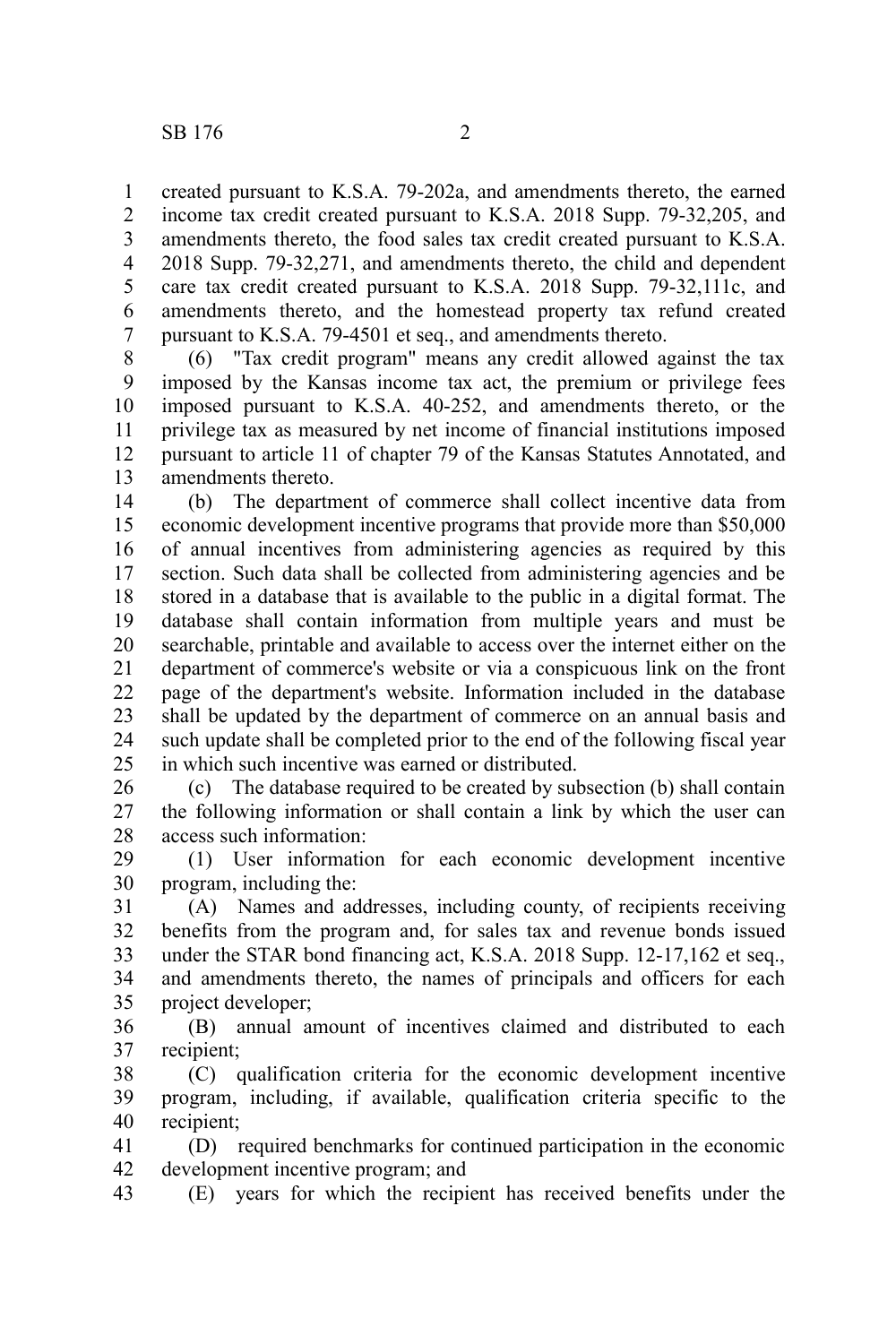created pursuant to K.S.A. 79-202a, and amendments thereto, the earned income tax credit created pursuant to K.S.A. 2018 Supp. 79-32,205, and amendments thereto, the food sales tax credit created pursuant to K.S.A. 2018 Supp. 79-32,271, and amendments thereto, the child and dependent care tax credit created pursuant to K.S.A. 2018 Supp. 79-32,111c, and amendments thereto, and the homestead property tax refund created pursuant to K.S.A. 79-4501 et seq., and amendments thereto.

(6) "Tax credit program" means any credit allowed against the tax imposed by the Kansas income tax act, the premium or privilege fees imposed pursuant to K.S.A. 40-252, and amendments thereto, or the privilege tax as measured by net income of financial institutions imposed pursuant to article 11 of chapter 79 of the Kansas Statutes Annotated, and amendments thereto.

(b) The department of commerce shall collect incentive data from economic development incentive programs that provide more than $50,000 of annual incentives from administering agencies as required by this section. Such data shall be collected from administering agencies and be stored in a database that is available to the public in a digital format. The database shall contain information from multiple years and must be searchable, printable and available to access over the internet either on the department of commerce's website or via a conspicuous link on the front page of the department's website. Information included in the database shall be updated by the department of commerce on an annual basis and such update shall be completed prior to the end of the following fiscal year in which such incentive was earned or distributed.

(c) The database required to be created by subsection (b) shall contain the following information or shall contain a link by which the user can access such information:

(1) User information for each economic development incentive program, including the:

(A) Names and addresses, including county, of recipients receiving benefits from the program and, for sales tax and revenue bonds issued under the STAR bond financing act, K.S.A. 2018 Supp. 12-17,162 et seq., and amendments thereto, the names of principals and officers for each project developer;

(B) annual amount of incentives claimed and distributed to each recipient;

(C) qualification criteria for the economic development incentive program, including, if available, qualification criteria specific to the recipient;

(D) required benchmarks for continued participation in the economic development incentive program; and

(E) years for which the recipient has received benefits under the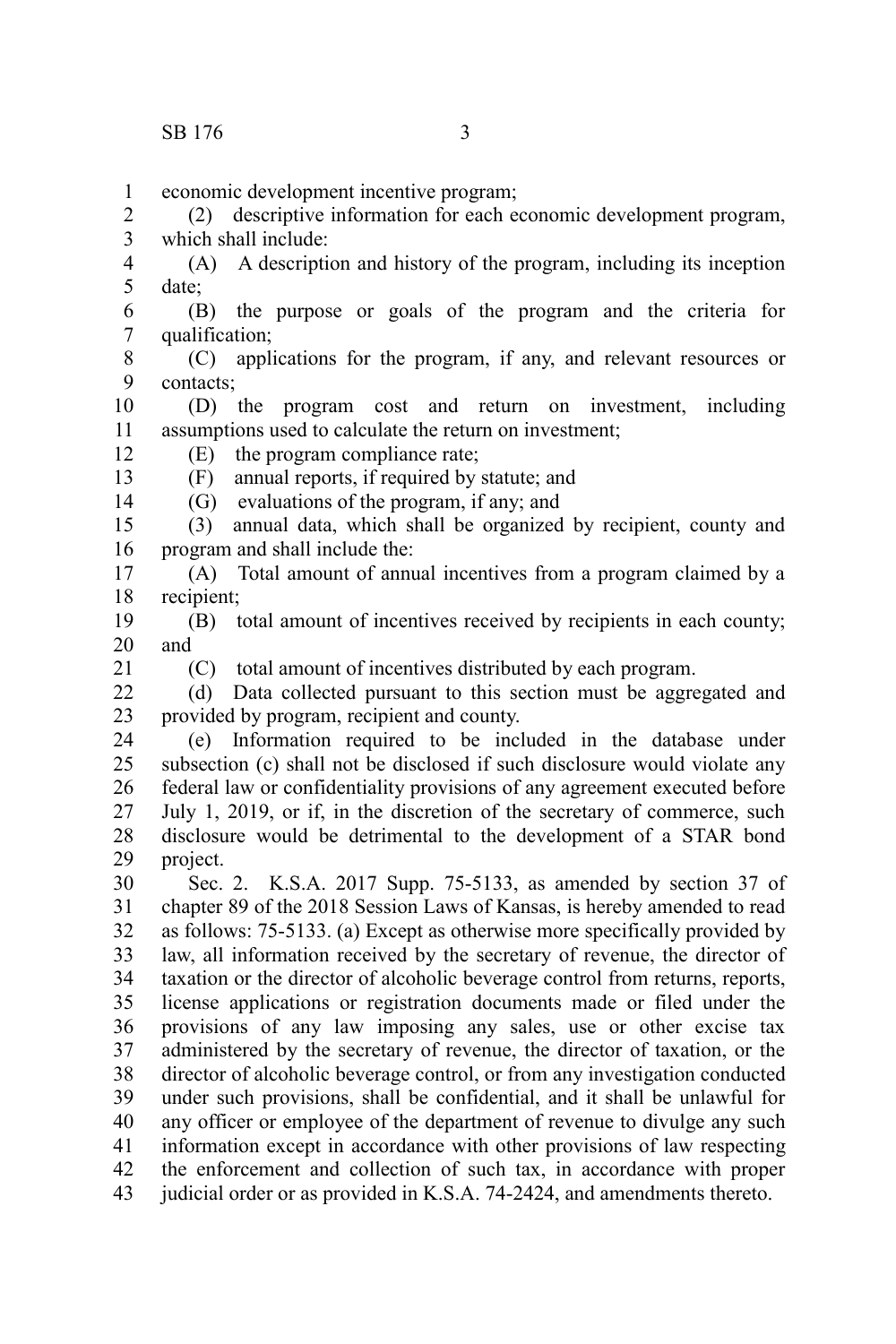economic development incentive program;

(2) descriptive information for each economic development program, which shall include:

(A) A description and history of the program, including its inception date;

(B) the purpose or goals of the program and the criteria for qualification;

(C) applications for the program, if any, and relevant resources or contacts;

(D) the program cost and return on investment, including assumptions used to calculate the return on investment;

(E) the program compliance rate;

(F) annual reports, if required by statute; and

(G) evaluations of the program, if any; and

(3) annual data, which shall be organized by recipient, county and program and shall include the:

(A) Total amount of annual incentives from a program claimed by a recipient;

(B) total amount of incentives received by recipients in each county; and

(C) total amount of incentives distributed by each program.

(d) Data collected pursuant to this section must be aggregated and provided by program, recipient and county.

(e) Information required to be included in the database under subsection (c) shall not be disclosed if such disclosure would violate any federal law or confidentiality provisions of any agreement executed before July 1, 2019, or if, in the discretion of the secretary of commerce, such disclosure would be detrimental to the development of a STAR bond project.

Sec. 2. K.S.A. 2017 Supp. 75-5133, as amended by section 37 of chapter 89 of the 2018 Session Laws of Kansas, is hereby amended to read as follows: 75-5133. (a) Except as otherwise more specifically provided by law, all information received by the secretary of revenue, the director of taxation or the director of alcoholic beverage control from returns, reports, license applications or registration documents made or filed under the provisions of any law imposing any sales, use or other excise tax administered by the secretary of revenue, the director of taxation, or the director of alcoholic beverage control, or from any investigation conducted under such provisions, shall be confidential, and it shall be unlawful for any officer or employee of the department of revenue to divulge any such information except in accordance with other provisions of law respecting the enforcement and collection of such tax, in accordance with proper judicial order or as provided in K.S.A. 74-2424, and amendments thereto.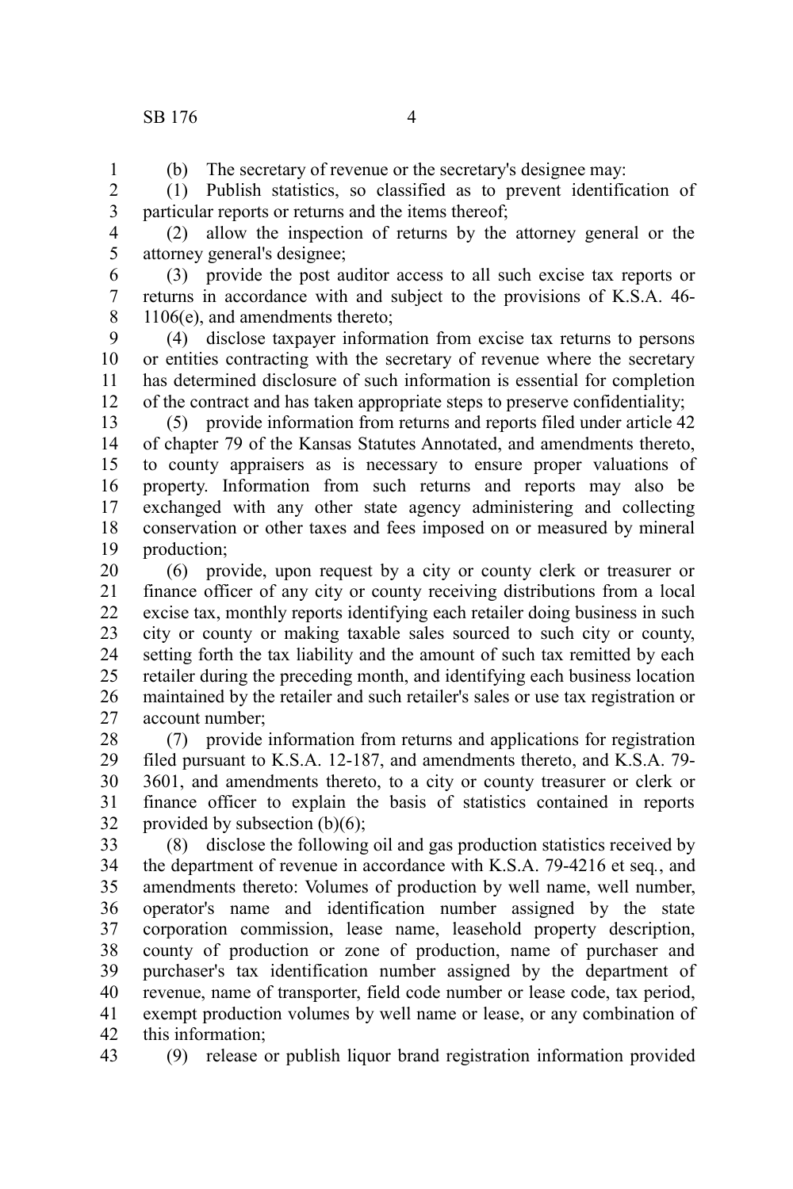(b) The secretary of revenue or the secretary's designee may:

(1) Publish statistics, so classified as to prevent identification of particular reports or returns and the items thereof;

(2) allow the inspection of returns by the attorney general or the attorney general's designee;

(3) provide the post auditor access to all such excise tax reports or returns in accordance with and subject to the provisions of K.S.A. 46-1106(e), and amendments thereto;

(4) disclose taxpayer information from excise tax returns to persons or entities contracting with the secretary of revenue where the secretary has determined disclosure of such information is essential for completion of the contract and has taken appropriate steps to preserve confidentiality;

(5) provide information from returns and reports filed under article 42 of chapter 79 of the Kansas Statutes Annotated, and amendments thereto, to county appraisers as is necessary to ensure proper valuations of property. Information from such returns and reports may also be exchanged with any other state agency administering and collecting conservation or other taxes and fees imposed on or measured by mineral production;

(6) provide, upon request by a city or county clerk or treasurer or finance officer of any city or county receiving distributions from a local excise tax, monthly reports identifying each retailer doing business in such city or county or making taxable sales sourced to such city or county, setting forth the tax liability and the amount of such tax remitted by each retailer during the preceding month, and identifying each business location maintained by the retailer and such retailer's sales or use tax registration or account number;

(7) provide information from returns and applications for registration filed pursuant to K.S.A. 12-187, and amendments thereto, and K.S.A. 79-3601, and amendments thereto, to a city or county treasurer or clerk or finance officer to explain the basis of statistics contained in reports provided by subsection (b)(6);

(8) disclose the following oil and gas production statistics received by the department of revenue in accordance with K.S.A. 79-4216 et seq., and amendments thereto: Volumes of production by well name, well number, operator's name and identification number assigned by the state corporation commission, lease name, leasehold property description, county of production or zone of production, name of purchaser and purchaser's tax identification number assigned by the department of revenue, name of transporter, field code number or lease code, tax period, exempt production volumes by well name or lease, or any combination of this information;

(9) release or publish liquor brand registration information provided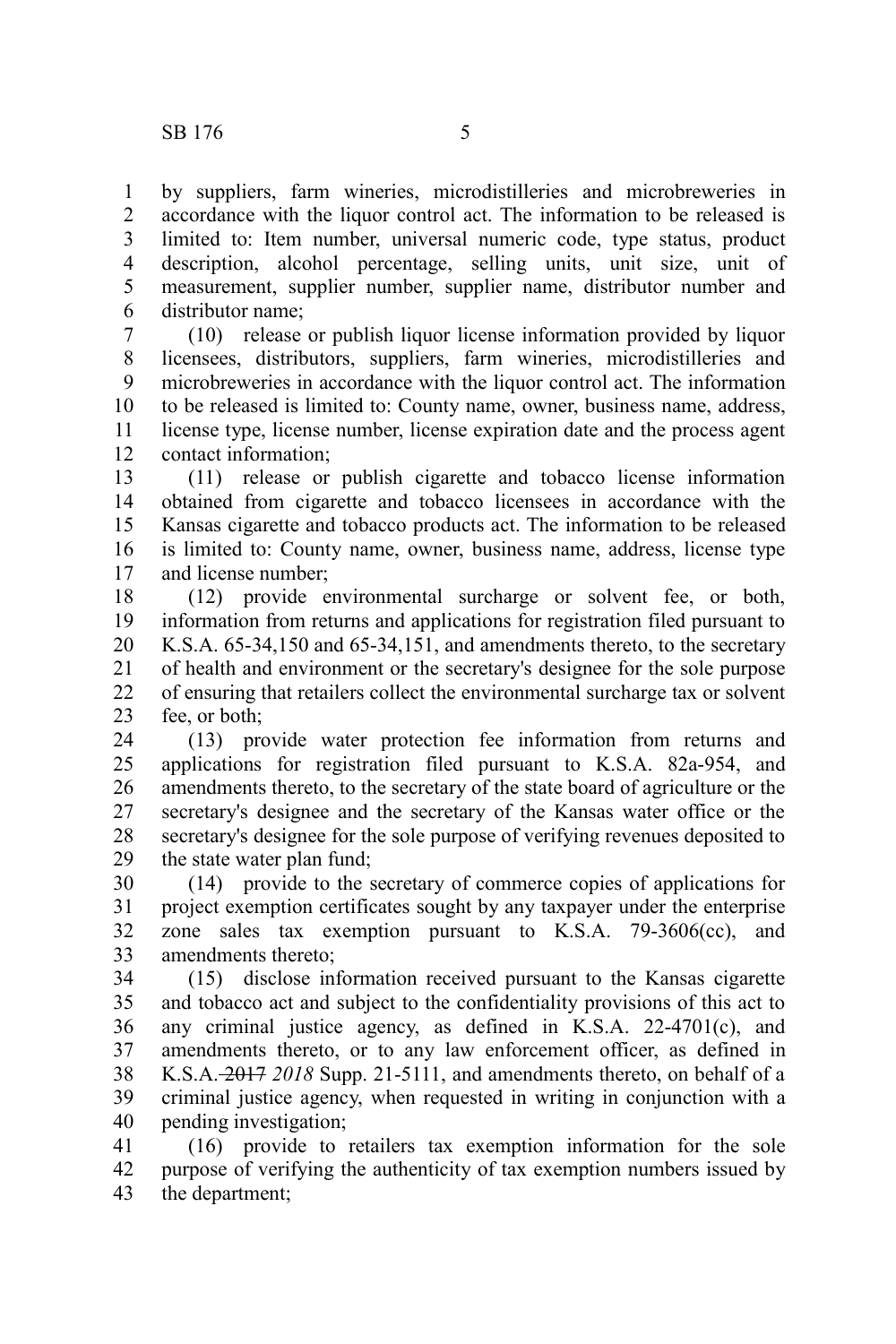by suppliers, farm wineries, microdistilleries and microbreweries in accordance with the liquor control act. The information to be released is limited to: Item number, universal numeric code, type status, product description, alcohol percentage, selling units, unit size, unit of measurement, supplier number, supplier name, distributor number and distributor name;

(10) release or publish liquor license information provided by liquor licensees, distributors, suppliers, farm wineries, microdistilleries and microbreweries in accordance with the liquor control act. The information to be released is limited to: County name, owner, business name, address, license type, license number, license expiration date and the process agent contact information;

(11) release or publish cigarette and tobacco license information obtained from cigarette and tobacco licensees in accordance with the Kansas cigarette and tobacco products act. The information to be released is limited to: County name, owner, business name, address, license type and license number;

(12) provide environmental surcharge or solvent fee, or both, information from returns and applications for registration filed pursuant to K.S.A. 65-34,150 and 65-34,151, and amendments thereto, to the secretary of health and environment or the secretary's designee for the sole purpose of ensuring that retailers collect the environmental surcharge tax or solvent fee, or both;

(13) provide water protection fee information from returns and applications for registration filed pursuant to K.S.A. 82a-954, and amendments thereto, to the secretary of the state board of agriculture or the secretary's designee and the secretary of the Kansas water office or the secretary's designee for the sole purpose of verifying revenues deposited to the state water plan fund;

(14) provide to the secretary of commerce copies of applications for project exemption certificates sought by any taxpayer under the enterprise zone sales tax exemption pursuant to K.S.A. 79-3606(cc), and amendments thereto;

(15) disclose information received pursuant to the Kansas cigarette and tobacco act and subject to the confidentiality provisions of this act to any criminal justice agency, as defined in K.S.A. 22-4701(c), and amendments thereto, or to any law enforcement officer, as defined in K.S.A. ~~2017~~ *2018* Supp. 21-5111, and amendments thereto, on behalf of a criminal justice agency, when requested in writing in conjunction with a pending investigation;

(16) provide to retailers tax exemption information for the sole purpose of verifying the authenticity of tax exemption numbers issued by the department;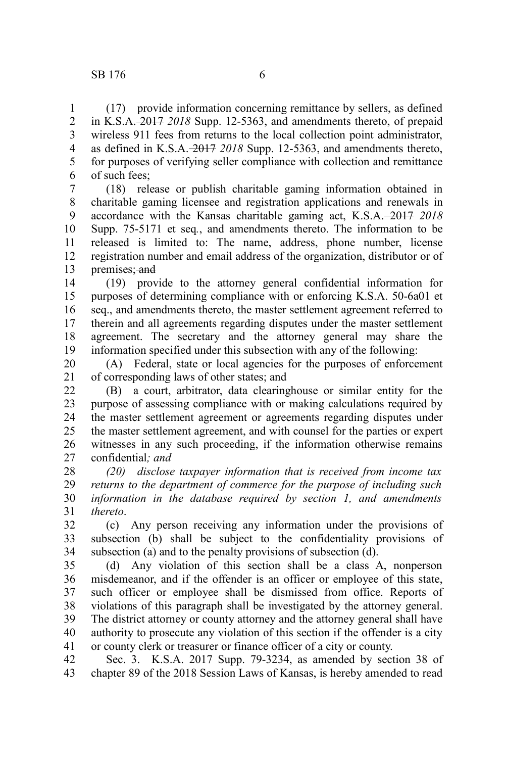(17) provide information concerning remittance by sellers, as defined in K.S.A. ~~2017~~ *2018* Supp. 12-5363, and amendments thereto, of prepaid wireless 911 fees from returns to the local collection point administrator, as defined in K.S.A. ~~2017~~ *2018* Supp. 12-5363, and amendments thereto, for purposes of verifying seller compliance with collection and remittance of such fees;

(18) release or publish charitable gaming information obtained in charitable gaming licensee and registration applications and renewals in accordance with the Kansas charitable gaming act, K.S.A. ~~2017~~ *2018* Supp. 75-5171 et seq., and amendments thereto. The information to be released is limited to: The name, address, phone number, license registration number and email address of the organization, distributor or of premises; ~~and~~

(19) provide to the attorney general confidential information for purposes of determining compliance with or enforcing K.S.A. 50-6a01 et seq., and amendments thereto, the master settlement agreement referred to therein and all agreements regarding disputes under the master settlement agreement. The secretary and the attorney general may share the information specified under this subsection with any of the following:

(A) Federal, state or local agencies for the purposes of enforcement of corresponding laws of other states; and

(B) a court, arbitrator, data clearinghouse or similar entity for the purpose of assessing compliance with or making calculations required by the master settlement agreement or agreements regarding disputes under the master settlement agreement, and with counsel for the parties or expert witnesses in any such proceeding, if the information otherwise remains confidential*; and*

*(20) disclose taxpayer information that is received from income tax returns to the department of commerce for the purpose of including such information in the database required by section 1, and amendments thereto*.

(c) Any person receiving any information under the provisions of subsection (b) shall be subject to the confidentiality provisions of subsection (a) and to the penalty provisions of subsection (d).

(d) Any violation of this section shall be a class A, nonperson misdemeanor, and if the offender is an officer or employee of this state, such officer or employee shall be dismissed from office. Reports of violations of this paragraph shall be investigated by the attorney general. The district attorney or county attorney and the attorney general shall have authority to prosecute any violation of this section if the offender is a city or county clerk or treasurer or finance officer of a city or county.

Sec. 3. K.S.A. 2017 Supp. 79-3234, as amended by section 38 of chapter 89 of the 2018 Session Laws of Kansas, is hereby amended to read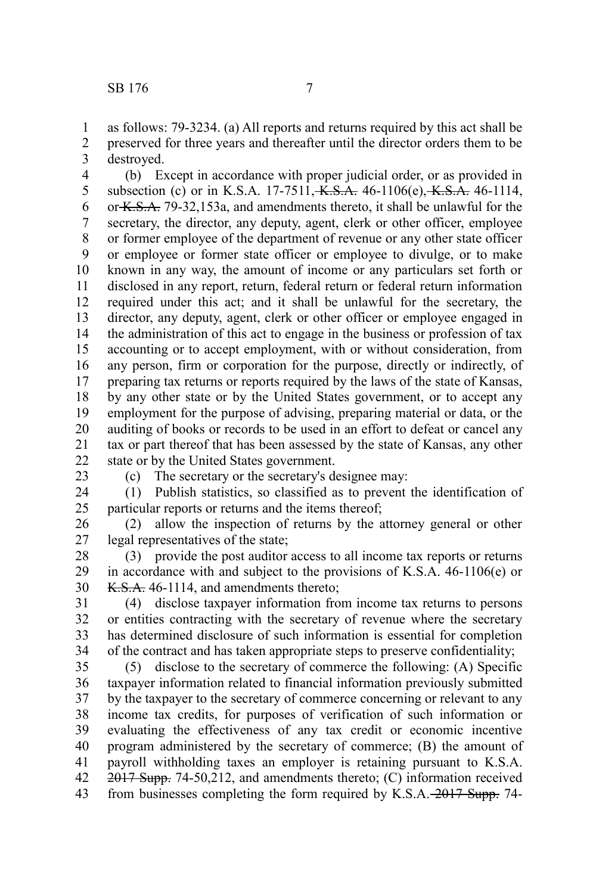as follows: 79-3234. (a) All reports and returns required by this act shall be preserved for three years and thereafter until the director orders them to be destroyed.

(b) Except in accordance with proper judicial order, or as provided in subsection (c) or in K.S.A. 17-7511, ~~K.S.A.~~ 46-1106(e), ~~K.S.A.~~ 46-1114, or ~~K.S.A.~~ 79-32,153a, and amendments thereto, it shall be unlawful for the secretary, the director, any deputy, agent, clerk or other officer, employee or former employee of the department of revenue or any other state officer or employee or former state officer or employee to divulge, or to make known in any way, the amount of income or any particulars set forth or disclosed in any report, return, federal return or federal return information required under this act; and it shall be unlawful for the secretary, the director, any deputy, agent, clerk or other officer or employee engaged in the administration of this act to engage in the business or profession of tax accounting or to accept employment, with or without consideration, from any person, firm or corporation for the purpose, directly or indirectly, of preparing tax returns or reports required by the laws of the state of Kansas, by any other state or by the United States government, or to accept any employment for the purpose of advising, preparing material or data, or the auditing of books or records to be used in an effort to defeat or cancel any tax or part thereof that has been assessed by the state of Kansas, any other state or by the United States government.

(c) The secretary or the secretary's designee may:

(1) Publish statistics, so classified as to prevent the identification of particular reports or returns and the items thereof;

(2) allow the inspection of returns by the attorney general or other legal representatives of the state;

(3) provide the post auditor access to all income tax reports or returns in accordance with and subject to the provisions of K.S.A. 46-1106(e) or ~~K.S.A.~~ 46-1114, and amendments thereto;

(4) disclose taxpayer information from income tax returns to persons or entities contracting with the secretary of revenue where the secretary has determined disclosure of such information is essential for completion of the contract and has taken appropriate steps to preserve confidentiality;

(5) disclose to the secretary of commerce the following: (A) Specific taxpayer information related to financial information previously submitted by the taxpayer to the secretary of commerce concerning or relevant to any income tax credits, for purposes of verification of such information or evaluating the effectiveness of any tax credit or economic incentive program administered by the secretary of commerce; (B) the amount of payroll withholding taxes an employer is retaining pursuant to K.S.A. ~~2017 Supp.~~ 74-50,212, and amendments thereto; (C) information received from businesses completing the form required by K.S.A. ~~2017 Supp.~~ 74-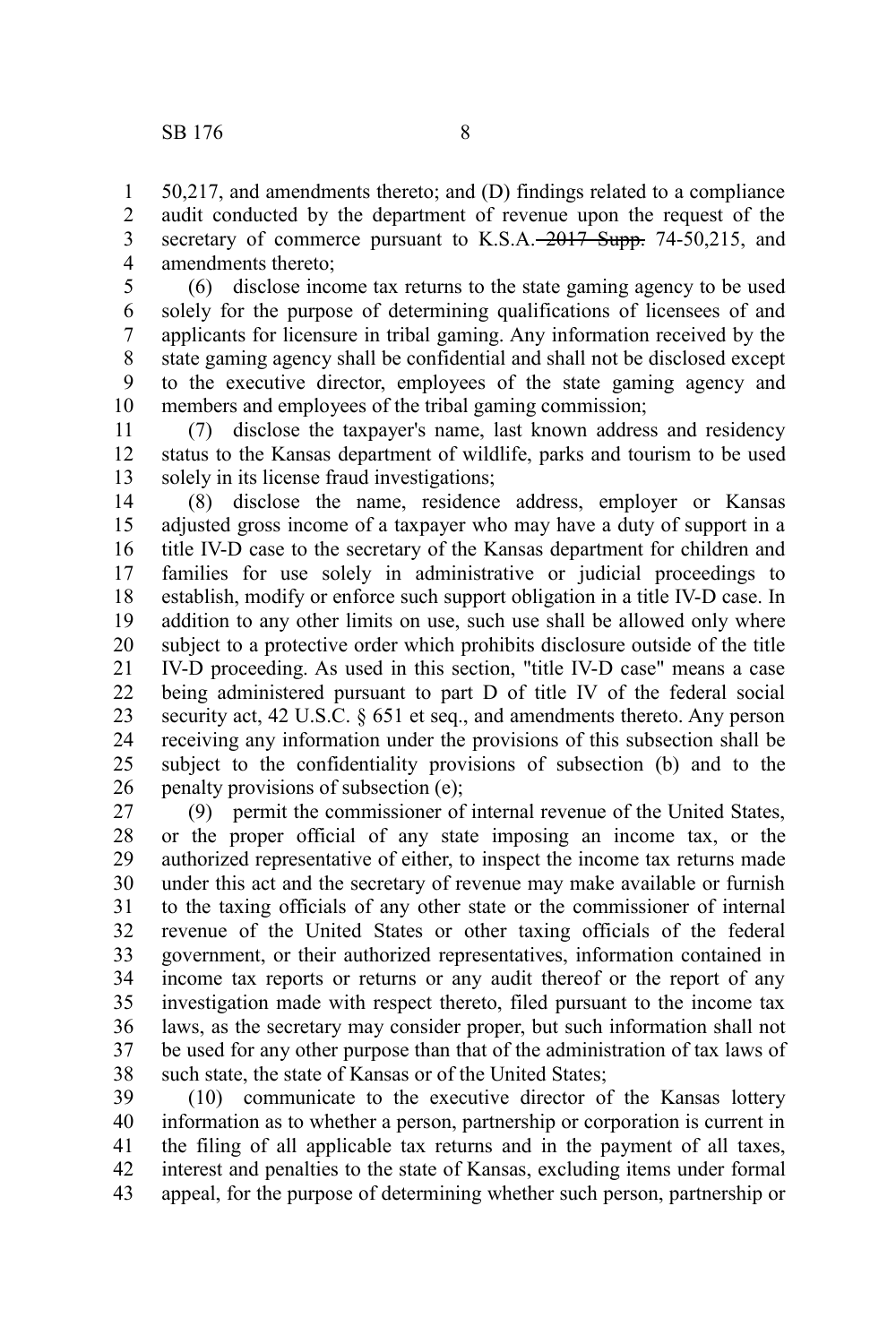50,217, and amendments thereto; and (D) findings related to a compliance audit conducted by the department of revenue upon the request of the secretary of commerce pursuant to K.S.A. ~~2017 Supp.~~ 74-50,215, and amendments thereto;

(6) disclose income tax returns to the state gaming agency to be used solely for the purpose of determining qualifications of licensees of and applicants for licensure in tribal gaming. Any information received by the state gaming agency shall be confidential and shall not be disclosed except to the executive director, employees of the state gaming agency and members and employees of the tribal gaming commission;

(7) disclose the taxpayer's name, last known address and residency status to the Kansas department of wildlife, parks and tourism to be used solely in its license fraud investigations;

(8) disclose the name, residence address, employer or Kansas adjusted gross income of a taxpayer who may have a duty of support in a title IV-D case to the secretary of the Kansas department for children and families for use solely in administrative or judicial proceedings to establish, modify or enforce such support obligation in a title IV-D case. In addition to any other limits on use, such use shall be allowed only where subject to a protective order which prohibits disclosure outside of the title IV-D proceeding. As used in this section, "title IV-D case" means a case being administered pursuant to part D of title IV of the federal social security act, 42 U.S.C. § 651 et seq., and amendments thereto. Any person receiving any information under the provisions of this subsection shall be subject to the confidentiality provisions of subsection (b) and to the penalty provisions of subsection (e);

(9) permit the commissioner of internal revenue of the United States, or the proper official of any state imposing an income tax, or the authorized representative of either, to inspect the income tax returns made under this act and the secretary of revenue may make available or furnish to the taxing officials of any other state or the commissioner of internal revenue of the United States or other taxing officials of the federal government, or their authorized representatives, information contained in income tax reports or returns or any audit thereof or the report of any investigation made with respect thereto, filed pursuant to the income tax laws, as the secretary may consider proper, but such information shall not be used for any other purpose than that of the administration of tax laws of such state, the state of Kansas or of the United States;

(10) communicate to the executive director of the Kansas lottery information as to whether a person, partnership or corporation is current in the filing of all applicable tax returns and in the payment of all taxes, interest and penalties to the state of Kansas, excluding items under formal appeal, for the purpose of determining whether such person, partnership or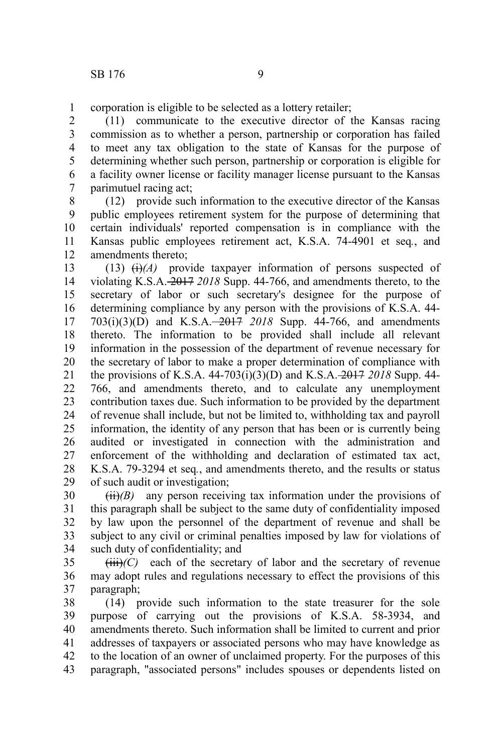corporation is eligible to be selected as a lottery retailer;

(11) communicate to the executive director of the Kansas racing commission as to whether a person, partnership or corporation has failed to meet any tax obligation to the state of Kansas for the purpose of determining whether such person, partnership or corporation is eligible for a facility owner license or facility manager license pursuant to the Kansas parimutuel racing act;

(12) provide such information to the executive director of the Kansas public employees retirement system for the purpose of determining that certain individuals' reported compensation is in compliance with the Kansas public employees retirement act, K.S.A. 74-4901 et seq., and amendments thereto;

(13) ~~(i)~~*(A)* provide taxpayer information of persons suspected of violating K.S.A. ~~2017~~ *2018* Supp. 44-766, and amendments thereto, to the secretary of labor or such secretary's designee for the purpose of determining compliance by any person with the provisions of K.S.A. 44-703(i)(3)(D) and K.S.A. ~~2017~~ *2018* Supp. 44-766, and amendments thereto. The information to be provided shall include all relevant information in the possession of the department of revenue necessary for the secretary of labor to make a proper determination of compliance with the provisions of K.S.A. 44-703(i)(3)(D) and K.S.A. ~~2017~~ *2018* Supp. 44-766, and amendments thereto, and to calculate any unemployment contribution taxes due. Such information to be provided by the department of revenue shall include, but not be limited to, withholding tax and payroll information, the identity of any person that has been or is currently being audited or investigated in connection with the administration and enforcement of the withholding and declaration of estimated tax act, K.S.A. 79-3294 et seq., and amendments thereto, and the results or status of such audit or investigation;

~~(ii)~~*(B)* any person receiving tax information under the provisions of this paragraph shall be subject to the same duty of confidentiality imposed by law upon the personnel of the department of revenue and shall be subject to any civil or criminal penalties imposed by law for violations of such duty of confidentiality; and

~~(iii)~~*(C)* each of the secretary of labor and the secretary of revenue may adopt rules and regulations necessary to effect the provisions of this paragraph;

(14) provide such information to the state treasurer for the sole purpose of carrying out the provisions of K.S.A. 58-3934, and amendments thereto. Such information shall be limited to current and prior addresses of taxpayers or associated persons who may have knowledge as to the location of an owner of unclaimed property. For the purposes of this paragraph, "associated persons" includes spouses or dependents listed on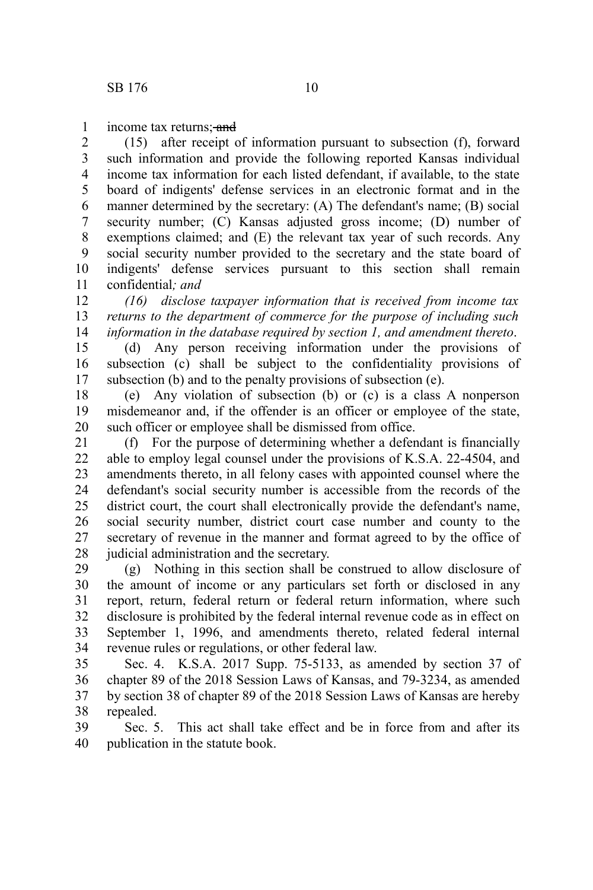income tax returns; ~~and~~

(15) after receipt of information pursuant to subsection (f), forward such information and provide the following reported Kansas individual income tax information for each listed defendant, if available, to the state board of indigents' defense services in an electronic format and in the manner determined by the secretary: (A) The defendant's name; (B) social security number; (C) Kansas adjusted gross income; (D) number of exemptions claimed; and (E) the relevant tax year of such records. Any social security number provided to the secretary and the state board of indigents' defense services pursuant to this section shall remain confidential*; and*

*(16) disclose taxpayer information that is received from income tax returns to the department of commerce for the purpose of including such information in the database required by section 1, and amendment thereto*.

(d) Any person receiving information under the provisions of subsection (c) shall be subject to the confidentiality provisions of subsection (b) and to the penalty provisions of subsection (e).

(e) Any violation of subsection (b) or (c) is a class A nonperson misdemeanor and, if the offender is an officer or employee of the state, such officer or employee shall be dismissed from office.

(f) For the purpose of determining whether a defendant is financially able to employ legal counsel under the provisions of K.S.A. 22-4504, and amendments thereto, in all felony cases with appointed counsel where the defendant's social security number is accessible from the records of the district court, the court shall electronically provide the defendant's name, social security number, district court case number and county to the secretary of revenue in the manner and format agreed to by the office of judicial administration and the secretary.

(g) Nothing in this section shall be construed to allow disclosure of the amount of income or any particulars set forth or disclosed in any report, return, federal return or federal return information, where such disclosure is prohibited by the federal internal revenue code as in effect on September 1, 1996, and amendments thereto, related federal internal revenue rules or regulations, or other federal law.

Sec. 4. K.S.A. 2017 Supp. 75-5133, as amended by section 37 of chapter 89 of the 2018 Session Laws of Kansas, and 79-3234, as amended by section 38 of chapter 89 of the 2018 Session Laws of Kansas are hereby repealed.

Sec. 5. This act shall take effect and be in force from and after its publication in the statute book.